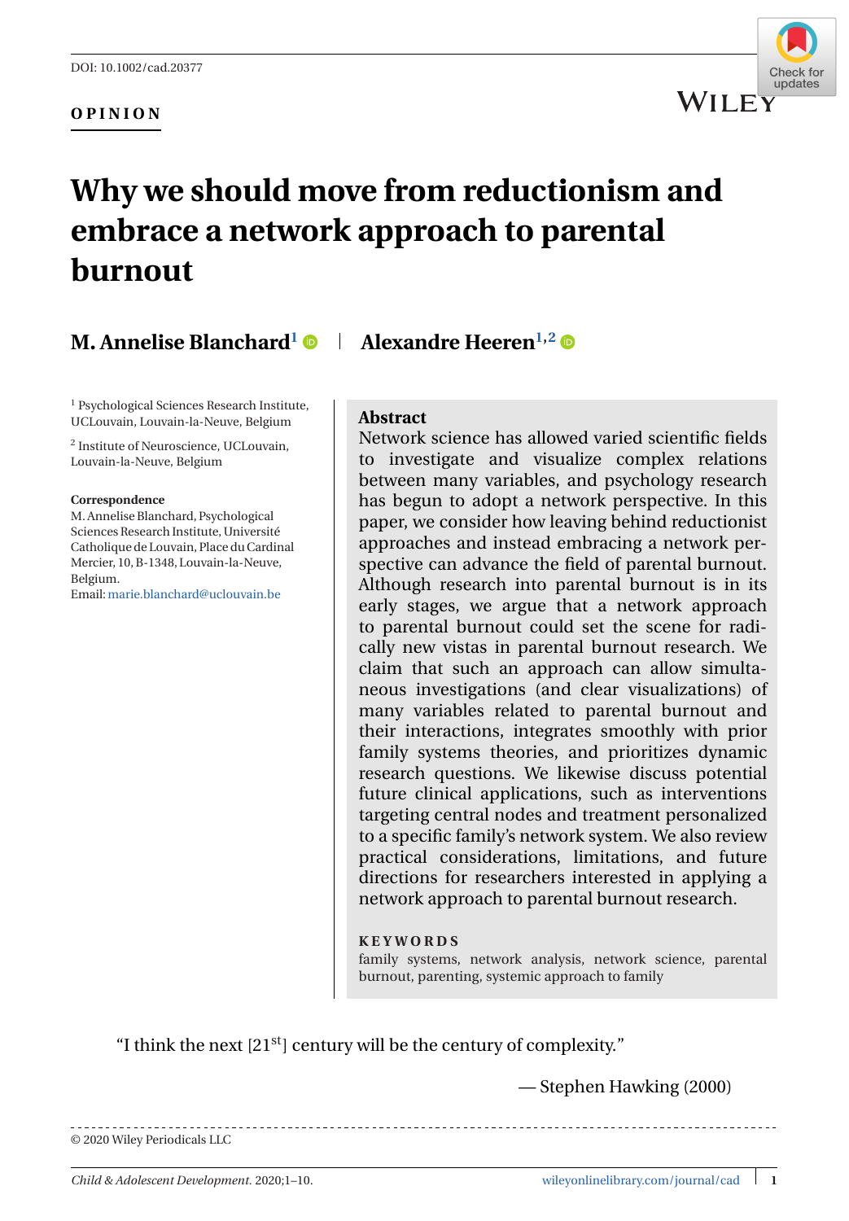DOI: 10.1002/cad.20377

**OPINION**

# Why we should move from reductionism and embrace a network approach to parental burnout

**M. Annelise Blanchard**[1] | **Alexandre Heeren**[1,2]

[1] Psychological Sciences Research Institute, UCLouvain, Louvain-la-Neuve, Belgium

[2] Institute of Neuroscience, UCLouvain, Louvain-la-Neuve, Belgium

**Correspondence**
M. Annelise Blanchard, Psychological Sciences Research Institute, Université Catholique de Louvain, Place du Cardinal Mercier, 10, B-1348, Louvain-la-Neuve, Belgium.
Email: marie.blanchard@uclouvain.be

## Abstract

Network science has allowed varied scientific fields to investigate and visualize complex relations between many variables, and psychology research has begun to adopt a network perspective. In this paper, we consider how leaving behind reductionist approaches and instead embracing a network perspective can advance the field of parental burnout. Although research into parental burnout is in its early stages, we argue that a network approach to parental burnout could set the scene for radically new vistas in parental burnout research. We claim that such an approach can allow simultaneous investigations (and clear visualizations) of many variables related to parental burnout and their interactions, integrates smoothly with prior family systems theories, and prioritizes dynamic research questions. We likewise discuss potential future clinical applications, such as interventions targeting central nodes and treatment personalized to a specific family's network system. We also review practical considerations, limitations, and future directions for researchers interested in applying a network approach to parental burnout research.

**KEYWORDS**

family systems, network analysis, network science, parental burnout, parenting, systemic approach to family

> "I think the next [21st] century will be the century of complexity."
>
> — Stephen Hawking (2000)

© 2020 Wiley Periodicals LLC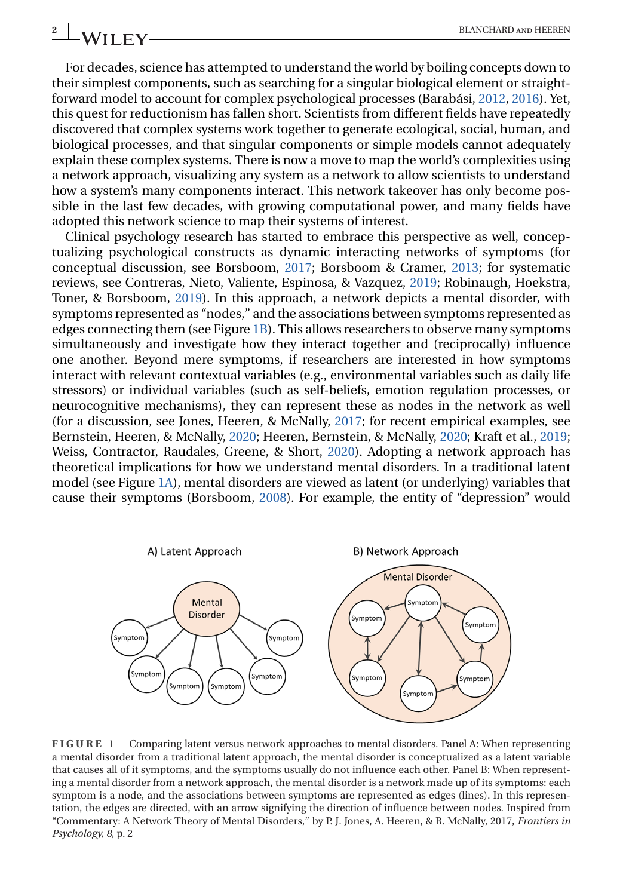For decades, science has attempted to understand the world by boiling concepts down to their simplest components, such as searching for a singular biological element or straightforward model to account for complex psychological processes (Barabási, 2012, 2016). Yet, this quest for reductionism has fallen short. Scientists from different fields have repeatedly discovered that complex systems work together to generate ecological, social, human, and biological processes, and that singular components or simple models cannot adequately explain these complex systems. There is now a move to map the world's complexities using a network approach, visualizing any system as a network to allow scientists to understand how a system's many components interact. This network takeover has only become possible in the last few decades, with growing computational power, and many fields have adopted this network science to map their systems of interest.

Clinical psychology research has started to embrace this perspective as well, conceptualizing psychological constructs as dynamic interacting networks of symptoms (for conceptual discussion, see Borsboom, 2017; Borsboom & Cramer, 2013; for systematic reviews, see Contreras, Nieto, Valiente, Espinosa, & Vazquez, 2019; Robinaugh, Hoekstra, Toner, & Borsboom, 2019). In this approach, a network depicts a mental disorder, with symptoms represented as "nodes," and the associations between symptoms represented as edges connecting them (see Figure 1B). This allows researchers to observe many symptoms simultaneously and investigate how they interact together and (reciprocally) influence one another. Beyond mere symptoms, if researchers are interested in how symptoms interact with relevant contextual variables (e.g., environmental variables such as daily life stressors) or individual variables (such as self-beliefs, emotion regulation processes, or neurocognitive mechanisms), they can represent these as nodes in the network as well (for a discussion, see Jones, Heeren, & McNally, 2017; for recent empirical examples, see Bernstein, Heeren, & McNally, 2020; Heeren, Bernstein, & McNally, 2020; Kraft et al., 2019; Weiss, Contractor, Raudales, Greene, & Short, 2020). Adopting a network approach has theoretical implications for how we understand mental disorders. In a traditional latent model (see Figure 1A), mental disorders are viewed as latent (or underlying) variables that cause their symptoms (Borsboom, 2008). For example, the entity of "depression" would

**FIGURE 1** Comparing latent versus network approaches to mental disorders. Panel A: When representing a mental disorder from a traditional latent approach, the mental disorder is conceptualized as a latent variable that causes all of it symptoms, and the symptoms usually do not influence each other. Panel B: When representing a mental disorder from a network approach, the mental disorder is a network made up of its symptoms: each symptom is a node, and the associations between symptoms are represented as edges (lines). In this representation, the edges are directed, with an arrow signifying the direction of influence between nodes. Inspired from "Commentary: A Network Theory of Mental Disorders," by P. J. Jones, A. Heeren, & R. McNally, 2017, *Frontiers in Psychology, 8*, p. 2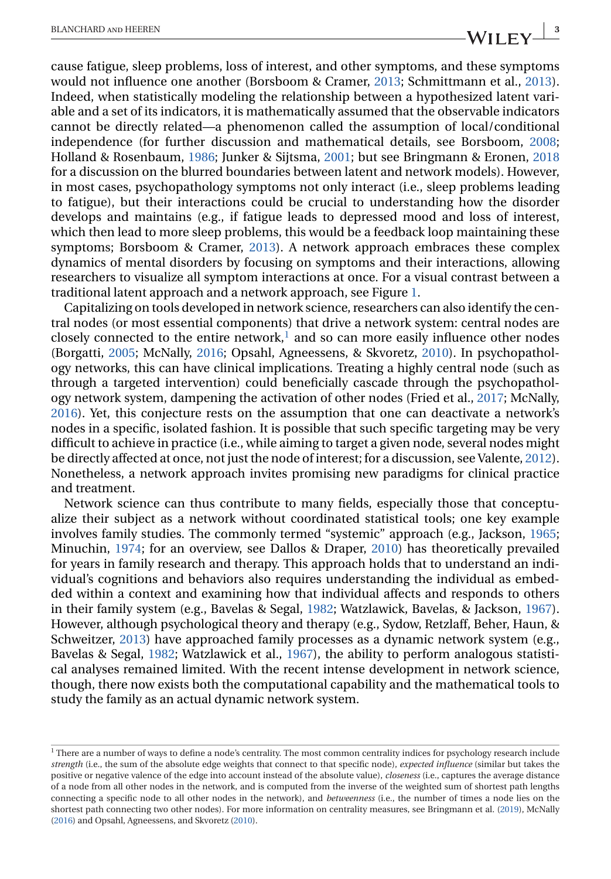cause fatigue, sleep problems, loss of interest, and other symptoms, and these symptoms would not influence one another (Borsboom & Cramer, 2013; Schmittmann et al., 2013). Indeed, when statistically modeling the relationship between a hypothesized latent variable and a set of its indicators, it is mathematically assumed that the observable indicators cannot be directly related—a phenomenon called the assumption of local/conditional independence (for further discussion and mathematical details, see Borsboom, 2008; Holland & Rosenbaum, 1986; Junker & Sijtsma, 2001; but see Bringmann & Eronen, 2018 for a discussion on the blurred boundaries between latent and network models). However, in most cases, psychopathology symptoms not only interact (i.e., sleep problems leading to fatigue), but their interactions could be crucial to understanding how the disorder develops and maintains (e.g., if fatigue leads to depressed mood and loss of interest, which then lead to more sleep problems, this would be a feedback loop maintaining these symptoms; Borsboom & Cramer, 2013). A network approach embraces these complex dynamics of mental disorders by focusing on symptoms and their interactions, allowing researchers to visualize all symptom interactions at once. For a visual contrast between a traditional latent approach and a network approach, see Figure 1.

Capitalizing on tools developed in network science, researchers can also identify the central nodes (or most essential components) that drive a network system: central nodes are closely connected to the entire network,[1] and so can more easily influence other nodes (Borgatti, 2005; McNally, 2016; Opsahl, Agneessens, & Skvoretz, 2010). In psychopathology networks, this can have clinical implications. Treating a highly central node (such as through a targeted intervention) could beneficially cascade through the psychopathology network system, dampening the activation of other nodes (Fried et al., 2017; McNally, 2016). Yet, this conjecture rests on the assumption that one can deactivate a network's nodes in a specific, isolated fashion. It is possible that such specific targeting may be very difficult to achieve in practice (i.e., while aiming to target a given node, several nodes might be directly affected at once, not just the node of interest; for a discussion, see Valente, 2012). Nonetheless, a network approach invites promising new paradigms for clinical practice and treatment.

Network science can thus contribute to many fields, especially those that conceptualize their subject as a network without coordinated statistical tools; one key example involves family studies. The commonly termed "systemic" approach (e.g., Jackson, 1965; Minuchin, 1974; for an overview, see Dallos & Draper, 2010) has theoretically prevailed for years in family research and therapy. This approach holds that to understand an individual's cognitions and behaviors also requires understanding the individual as embedded within a context and examining how that individual affects and responds to others in their family system (e.g., Bavelas & Segal, 1982; Watzlawick, Bavelas, & Jackson, 1967). However, although psychological theory and therapy (e.g., Sydow, Retzlaff, Beher, Haun, & Schweitzer, 2013) have approached family processes as a dynamic network system (e.g., Bavelas & Segal, 1982; Watzlawick et al., 1967), the ability to perform analogous statistical analyses remained limited. With the recent intense development in network science, though, there now exists both the computational capability and the mathematical tools to study the family as an actual dynamic network system.

[1] There are a number of ways to define a node's centrality. The most common centrality indices for psychology research include *strength* (i.e., the sum of the absolute edge weights that connect to that specific node), *expected influence* (similar but takes the positive or negative valence of the edge into account instead of the absolute value), *closeness* (i.e., captures the average distance of a node from all other nodes in the network, and is computed from the inverse of the weighted sum of shortest path lengths connecting a specific node to all other nodes in the network), and *betweenness* (i.e., the number of times a node lies on the shortest path connecting two other nodes). For more information on centrality measures, see Bringmann et al. (2019), McNally (2016) and Opsahl, Agneessens, and Skvoretz (2010).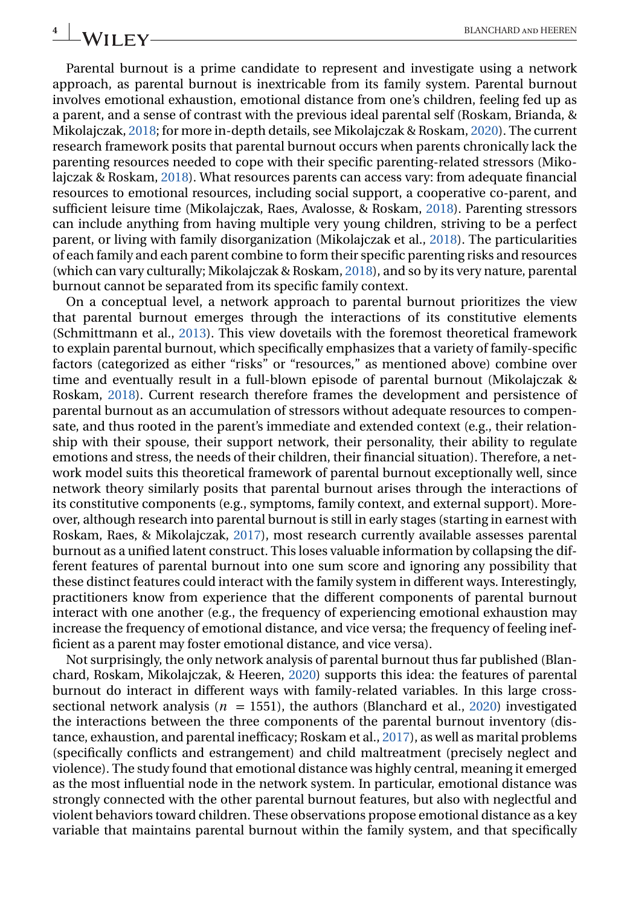Parental burnout is a prime candidate to represent and investigate using a network approach, as parental burnout is inextricable from its family system. Parental burnout involves emotional exhaustion, emotional distance from one's children, feeling fed up as a parent, and a sense of contrast with the previous ideal parental self (Roskam, Brianda, & Mikolajczak, 2018; for more in-depth details, see Mikolajczak & Roskam, 2020). The current research framework posits that parental burnout occurs when parents chronically lack the parenting resources needed to cope with their specific parenting-related stressors (Mikolajczak & Roskam, 2018). What resources parents can access vary: from adequate financial resources to emotional resources, including social support, a cooperative co-parent, and sufficient leisure time (Mikolajczak, Raes, Avalosse, & Roskam, 2018). Parenting stressors can include anything from having multiple very young children, striving to be a perfect parent, or living with family disorganization (Mikolajczak et al., 2018). The particularities of each family and each parent combine to form their specific parenting risks and resources (which can vary culturally; Mikolajczak & Roskam, 2018), and so by its very nature, parental burnout cannot be separated from its specific family context.

On a conceptual level, a network approach to parental burnout prioritizes the view that parental burnout emerges through the interactions of its constitutive elements (Schmittmann et al., 2013). This view dovetails with the foremost theoretical framework to explain parental burnout, which specifically emphasizes that a variety of family-specific factors (categorized as either "risks" or "resources," as mentioned above) combine over time and eventually result in a full-blown episode of parental burnout (Mikolajczak & Roskam, 2018). Current research therefore frames the development and persistence of parental burnout as an accumulation of stressors without adequate resources to compensate, and thus rooted in the parent's immediate and extended context (e.g., their relationship with their spouse, their support network, their personality, their ability to regulate emotions and stress, the needs of their children, their financial situation). Therefore, a network model suits this theoretical framework of parental burnout exceptionally well, since network theory similarly posits that parental burnout arises through the interactions of its constitutive components (e.g., symptoms, family context, and external support). Moreover, although research into parental burnout is still in early stages (starting in earnest with Roskam, Raes, & Mikolajczak, 2017), most research currently available assesses parental burnout as a unified latent construct. This loses valuable information by collapsing the different features of parental burnout into one sum score and ignoring any possibility that these distinct features could interact with the family system in different ways. Interestingly, practitioners know from experience that the different components of parental burnout interact with one another (e.g., the frequency of experiencing emotional exhaustion may increase the frequency of emotional distance, and vice versa; the frequency of feeling inefficient as a parent may foster emotional distance, and vice versa).

Not surprisingly, the only network analysis of parental burnout thus far published (Blanchard, Roskam, Mikolajczak, & Heeren, 2020) supports this idea: the features of parental burnout do interact in different ways with family-related variables. In this large cross-sectional network analysis ($n = 1551$), the authors (Blanchard et al., 2020) investigated the interactions between the three components of the parental burnout inventory (distance, exhaustion, and parental inefficacy; Roskam et al., 2017), as well as marital problems (specifically conflicts and estrangement) and child maltreatment (precisely neglect and violence). The study found that emotional distance was highly central, meaning it emerged as the most influential node in the network system. In particular, emotional distance was strongly connected with the other parental burnout features, but also with neglectful and violent behaviors toward children. These observations propose emotional distance as a key variable that maintains parental burnout within the family system, and that specifically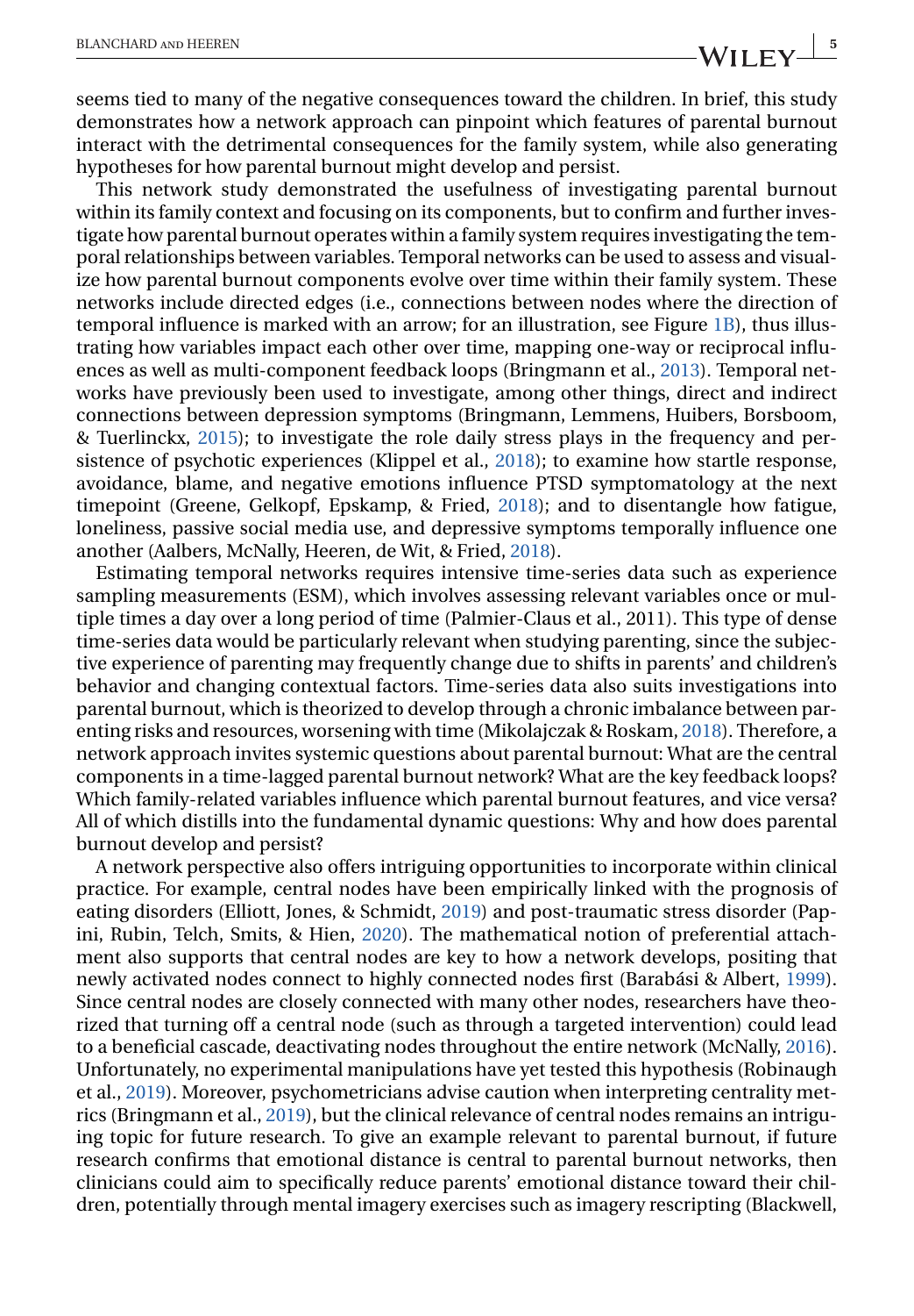seems tied to many of the negative consequences toward the children. In brief, this study demonstrates how a network approach can pinpoint which features of parental burnout interact with the detrimental consequences for the family system, while also generating hypotheses for how parental burnout might develop and persist.

This network study demonstrated the usefulness of investigating parental burnout within its family context and focusing on its components, but to confirm and further investigate how parental burnout operates within a family system requires investigating the temporal relationships between variables. Temporal networks can be used to assess and visualize how parental burnout components evolve over time within their family system. These networks include directed edges (i.e., connections between nodes where the direction of temporal influence is marked with an arrow; for an illustration, see Figure 1B), thus illustrating how variables impact each other over time, mapping one-way or reciprocal influences as well as multi-component feedback loops (Bringmann et al., 2013). Temporal networks have previously been used to investigate, among other things, direct and indirect connections between depression symptoms (Bringmann, Lemmens, Huibers, Borsboom, & Tuerlinckx, 2015); to investigate the role daily stress plays in the frequency and persistence of psychotic experiences (Klippel et al., 2018); to examine how startle response, avoidance, blame, and negative emotions influence PTSD symptomatology at the next timepoint (Greene, Gelkopf, Epskamp, & Fried, 2018); and to disentangle how fatigue, loneliness, passive social media use, and depressive symptoms temporally influence one another (Aalbers, McNally, Heeren, de Wit, & Fried, 2018).

Estimating temporal networks requires intensive time-series data such as experience sampling measurements (ESM), which involves assessing relevant variables once or multiple times a day over a long period of time (Palmier-Claus et al., 2011). This type of dense time-series data would be particularly relevant when studying parenting, since the subjective experience of parenting may frequently change due to shifts in parents' and children's behavior and changing contextual factors. Time-series data also suits investigations into parental burnout, which is theorized to develop through a chronic imbalance between parenting risks and resources, worsening with time (Mikolajczak & Roskam, 2018). Therefore, a network approach invites systemic questions about parental burnout: What are the central components in a time-lagged parental burnout network? What are the key feedback loops? Which family-related variables influence which parental burnout features, and vice versa? All of which distills into the fundamental dynamic questions: Why and how does parental burnout develop and persist?

A network perspective also offers intriguing opportunities to incorporate within clinical practice. For example, central nodes have been empirically linked with the prognosis of eating disorders (Elliott, Jones, & Schmidt, 2019) and post-traumatic stress disorder (Papini, Rubin, Telch, Smits, & Hien, 2020). The mathematical notion of preferential attachment also supports that central nodes are key to how a network develops, positing that newly activated nodes connect to highly connected nodes first (Barabási & Albert, 1999). Since central nodes are closely connected with many other nodes, researchers have theorized that turning off a central node (such as through a targeted intervention) could lead to a beneficial cascade, deactivating nodes throughout the entire network (McNally, 2016). Unfortunately, no experimental manipulations have yet tested this hypothesis (Robinaugh et al., 2019). Moreover, psychometricians advise caution when interpreting centrality metrics (Bringmann et al., 2019), but the clinical relevance of central nodes remains an intriguing topic for future research. To give an example relevant to parental burnout, if future research confirms that emotional distance is central to parental burnout networks, then clinicians could aim to specifically reduce parents' emotional distance toward their children, potentially through mental imagery exercises such as imagery rescripting (Blackwell,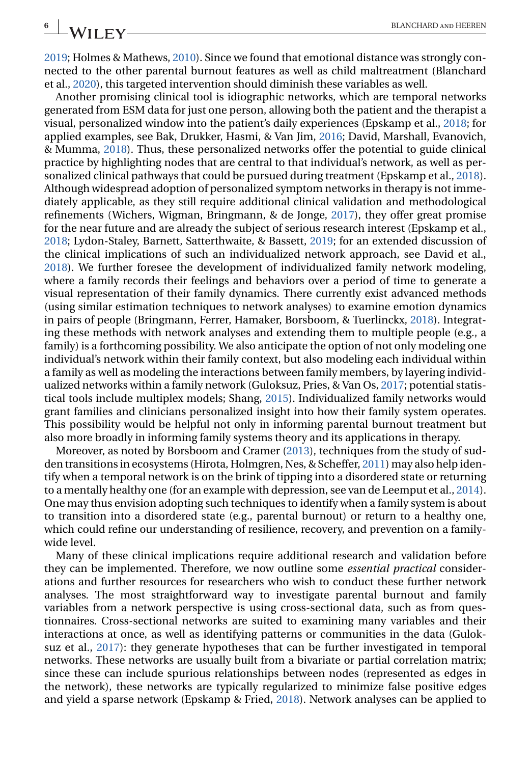2019; Holmes & Mathews, 2010). Since we found that emotional distance was strongly connected to the other parental burnout features as well as child maltreatment (Blanchard et al., 2020), this targeted intervention should diminish these variables as well.

Another promising clinical tool is idiographic networks, which are temporal networks generated from ESM data for just one person, allowing both the patient and the therapist a visual, personalized window into the patient's daily experiences (Epskamp et al., 2018; for applied examples, see Bak, Drukker, Hasmi, & Van Jim, 2016; David, Marshall, Evanovich, & Mumma, 2018). Thus, these personalized networks offer the potential to guide clinical practice by highlighting nodes that are central to that individual's network, as well as personalized clinical pathways that could be pursued during treatment (Epskamp et al., 2018). Although widespread adoption of personalized symptom networks in therapy is not immediately applicable, as they still require additional clinical validation and methodological refinements (Wichers, Wigman, Bringmann, & de Jonge, 2017), they offer great promise for the near future and are already the subject of serious research interest (Epskamp et al., 2018; Lydon-Staley, Barnett, Satterthwaite, & Bassett, 2019; for an extended discussion of the clinical implications of such an individualized network approach, see David et al., 2018). We further foresee the development of individualized family network modeling, where a family records their feelings and behaviors over a period of time to generate a visual representation of their family dynamics. There currently exist advanced methods (using similar estimation techniques to network analyses) to examine emotion dynamics in pairs of people (Bringmann, Ferrer, Hamaker, Borsboom, & Tuerlinckx, 2018). Integrating these methods with network analyses and extending them to multiple people (e.g., a family) is a forthcoming possibility. We also anticipate the option of not only modeling one individual's network within their family context, but also modeling each individual within a family as well as modeling the interactions between family members, by layering individualized networks within a family network (Guloksuz, Pries, & Van Os, 2017; potential statistical tools include multiplex models; Shang, 2015). Individualized family networks would grant families and clinicians personalized insight into how their family system operates. This possibility would be helpful not only in informing parental burnout treatment but also more broadly in informing family systems theory and its applications in therapy.

Moreover, as noted by Borsboom and Cramer (2013), techniques from the study of sudden transitions in ecosystems (Hirota, Holmgren, Nes, & Scheffer, 2011) may also help identify when a temporal network is on the brink of tipping into a disordered state or returning to a mentally healthy one (for an example with depression, see van de Leemput et al., 2014). One may thus envision adopting such techniques to identify when a family system is about to transition into a disordered state (e.g., parental burnout) or return to a healthy one, which could refine our understanding of resilience, recovery, and prevention on a family-wide level.

Many of these clinical implications require additional research and validation before they can be implemented. Therefore, we now outline some *essential practical* considerations and further resources for researchers who wish to conduct these further network analyses. The most straightforward way to investigate parental burnout and family variables from a network perspective is using cross-sectional data, such as from questionnaires. Cross-sectional networks are suited to examining many variables and their interactions at once, as well as identifying patterns or communities in the data (Guloksuz et al., 2017): they generate hypotheses that can be further investigated in temporal networks. These networks are usually built from a bivariate or partial correlation matrix; since these can include spurious relationships between nodes (represented as edges in the network), these networks are typically regularized to minimize false positive edges and yield a sparse network (Epskamp & Fried, 2018). Network analyses can be applied to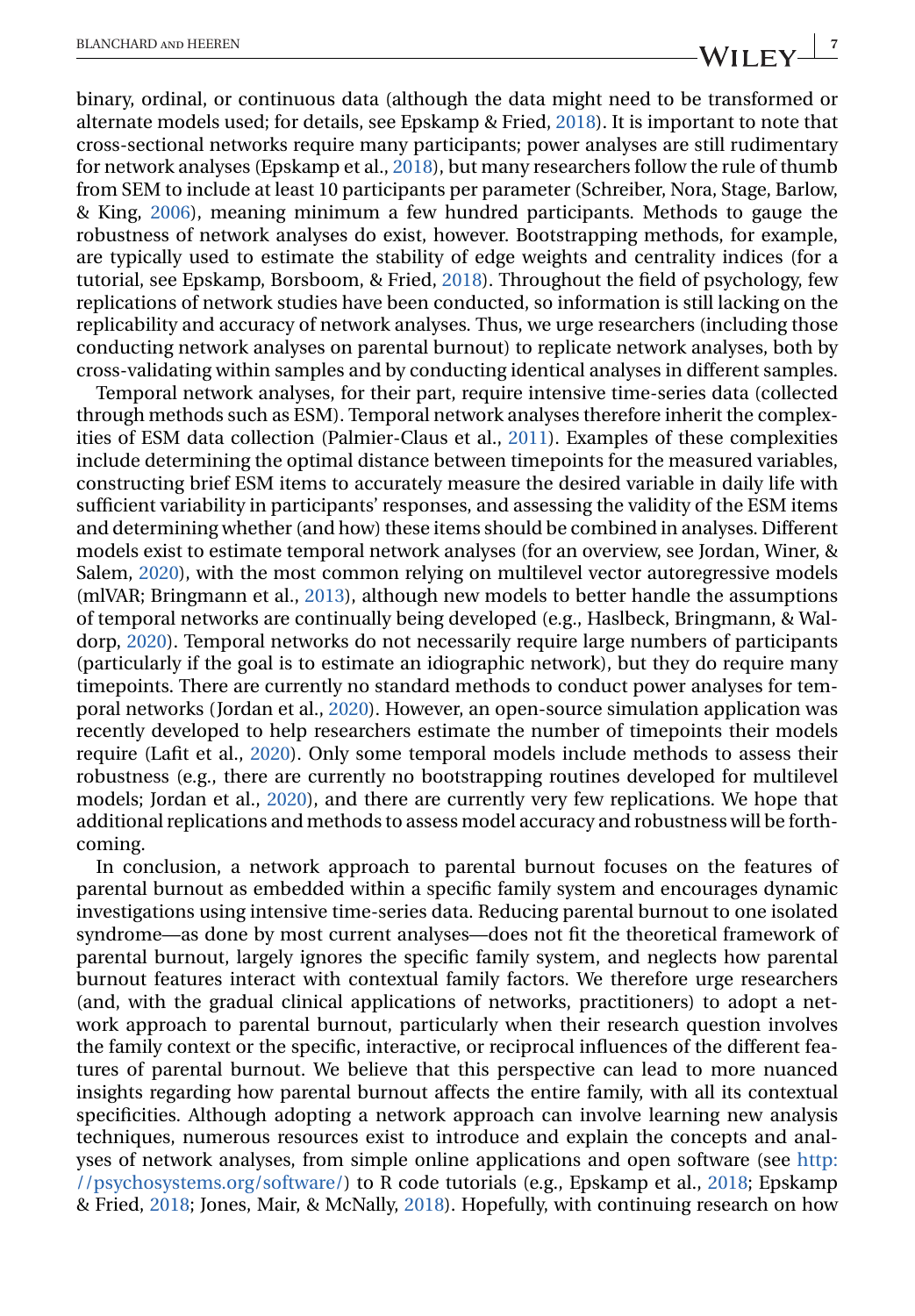binary, ordinal, or continuous data (although the data might need to be transformed or alternate models used; for details, see Epskamp & Fried, 2018). It is important to note that cross-sectional networks require many participants; power analyses are still rudimentary for network analyses (Epskamp et al., 2018), but many researchers follow the rule of thumb from SEM to include at least 10 participants per parameter (Schreiber, Nora, Stage, Barlow, & King, 2006), meaning minimum a few hundred participants. Methods to gauge the robustness of network analyses do exist, however. Bootstrapping methods, for example, are typically used to estimate the stability of edge weights and centrality indices (for a tutorial, see Epskamp, Borsboom, & Fried, 2018). Throughout the field of psychology, few replications of network studies have been conducted, so information is still lacking on the replicability and accuracy of network analyses. Thus, we urge researchers (including those conducting network analyses on parental burnout) to replicate network analyses, both by cross-validating within samples and by conducting identical analyses in different samples.

Temporal network analyses, for their part, require intensive time-series data (collected through methods such as ESM). Temporal network analyses therefore inherit the complexities of ESM data collection (Palmier-Claus et al., 2011). Examples of these complexities include determining the optimal distance between timepoints for the measured variables, constructing brief ESM items to accurately measure the desired variable in daily life with sufficient variability in participants' responses, and assessing the validity of the ESM items and determining whether (and how) these items should be combined in analyses. Different models exist to estimate temporal network analyses (for an overview, see Jordan, Winer, & Salem, 2020), with the most common relying on multilevel vector autoregressive models (mlVAR; Bringmann et al., 2013), although new models to better handle the assumptions of temporal networks are continually being developed (e.g., Haslbeck, Bringmann, & Waldorp, 2020). Temporal networks do not necessarily require large numbers of participants (particularly if the goal is to estimate an idiographic network), but they do require many timepoints. There are currently no standard methods to conduct power analyses for temporal networks (Jordan et al., 2020). However, an open-source simulation application was recently developed to help researchers estimate the number of timepoints their models require (Lafit et al., 2020). Only some temporal models include methods to assess their robustness (e.g., there are currently no bootstrapping routines developed for multilevel models; Jordan et al., 2020), and there are currently very few replications. We hope that additional replications and methods to assess model accuracy and robustness will be forthcoming.

In conclusion, a network approach to parental burnout focuses on the features of parental burnout as embedded within a specific family system and encourages dynamic investigations using intensive time-series data. Reducing parental burnout to one isolated syndrome—as done by most current analyses—does not fit the theoretical framework of parental burnout, largely ignores the specific family system, and neglects how parental burnout features interact with contextual family factors. We therefore urge researchers (and, with the gradual clinical applications of networks, practitioners) to adopt a network approach to parental burnout, particularly when their research question involves the family context or the specific, interactive, or reciprocal influences of the different features of parental burnout. We believe that this perspective can lead to more nuanced insights regarding how parental burnout affects the entire family, with all its contextual specificities. Although adopting a network approach can involve learning new analysis techniques, numerous resources exist to introduce and explain the concepts and analyses of network analyses, from simple online applications and open software (see http://psychosystems.org/software/) to R code tutorials (e.g., Epskamp et al., 2018; Epskamp & Fried, 2018; Jones, Mair, & McNally, 2018). Hopefully, with continuing research on how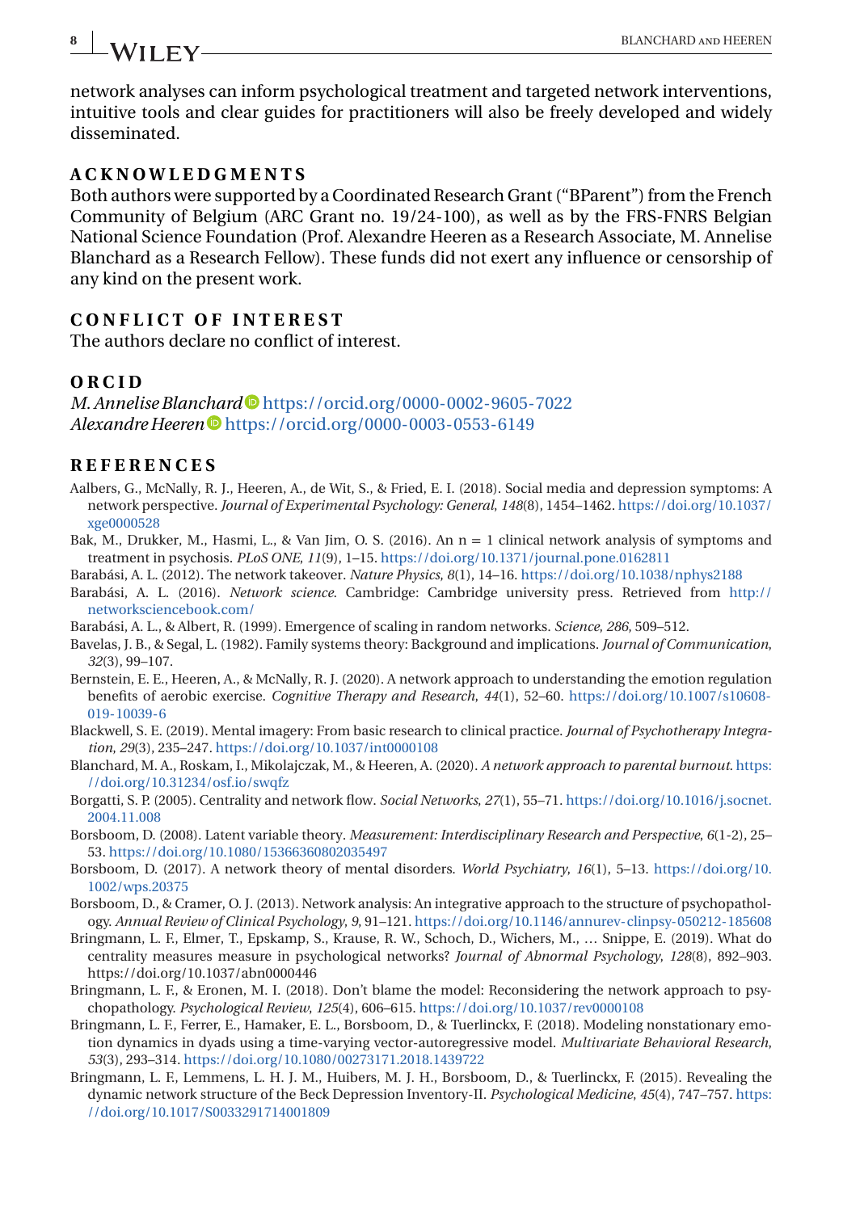network analyses can inform psychological treatment and targeted network interventions, intuitive tools and clear guides for practitioners will also be freely developed and widely disseminated.

## ACKNOWLEDGMENTS

Both authors were supported by a Coordinated Research Grant ("BParent") from the French Community of Belgium (ARC Grant no. 19/24-100), as well as by the FRS-FNRS Belgian National Science Foundation (Prof. Alexandre Heeren as a Research Associate, M. Annelise Blanchard as a Research Fellow). These funds did not exert any influence or censorship of any kind on the present work.

## CONFLICT OF INTEREST

The authors declare no conflict of interest.

## ORCID

*M. Annelise Blanchard* https://orcid.org/0000-0002-9605-7022
*Alexandre Heeren* https://orcid.org/0000-0003-0553-6149

## REFERENCES

Aalbers, G., McNally, R. J., Heeren, A., de Wit, S., & Fried, E. I. (2018). Social media and depression symptoms: A network perspective. *Journal of Experimental Psychology: General*, *148*(8), 1454–1462. https://doi.org/10.1037/xge0000528

Bak, M., Drukker, M., Hasmi, L., & Van Jim, O. S. (2016). An n = 1 clinical network analysis of symptoms and treatment in psychosis. *PLoS ONE*, *11*(9), 1–15. https://doi.org/10.1371/journal.pone.0162811

Barabási, A. L. (2012). The network takeover. *Nature Physics*, *8*(1), 14–16. https://doi.org/10.1038/nphys2188

Barabási, A. L. (2016). *Network science*. Cambridge: Cambridge university press. Retrieved from http://networksciencebook.com/

Barabási, A. L., & Albert, R. (1999). Emergence of scaling in random networks. *Science*, *286*, 509–512.

Bavelas, J. B., & Segal, L. (1982). Family systems theory: Background and implications. *Journal of Communication*, *32*(3), 99–107.

Bernstein, E. E., Heeren, A., & McNally, R. J. (2020). A network approach to understanding the emotion regulation benefits of aerobic exercise. *Cognitive Therapy and Research*, *44*(1), 52–60. https://doi.org/10.1007/s10608-019-10039-6

Blackwell, S. E. (2019). Mental imagery: From basic research to clinical practice. *Journal of Psychotherapy Integration*, *29*(3), 235–247. https://doi.org/10.1037/int0000108

Blanchard, M. A., Roskam, I., Mikolajczak, M., & Heeren, A. (2020). *A network approach to parental burnout*. https://doi.org/10.31234/osf.io/swqfz

Borgatti, S. P. (2005). Centrality and network flow. *Social Networks*, *27*(1), 55–71. https://doi.org/10.1016/j.socnet.2004.11.008

Borsboom, D. (2008). Latent variable theory. *Measurement: Interdisciplinary Research and Perspective*, *6*(1-2), 25–53. https://doi.org/10.1080/15366360802035497

Borsboom, D. (2017). A network theory of mental disorders. *World Psychiatry*, *16*(1), 5–13. https://doi.org/10.1002/wps.20375

Borsboom, D., & Cramer, O. J. (2013). Network analysis: An integrative approach to the structure of psychopathology. *Annual Review of Clinical Psychology*, *9*, 91–121. https://doi.org/10.1146/annurev-clinpsy-050212-185608

Bringmann, L. F., Elmer, T., Epskamp, S., Krause, R. W., Schoch, D., Wichers, M., … Snippe, E. (2019). What do centrality measures measure in psychological networks? *Journal of Abnormal Psychology*, *128*(8), 892–903. https://doi.org/10.1037/abn0000446

Bringmann, L. F., & Eronen, M. I. (2018). Don't blame the model: Reconsidering the network approach to psychopathology. *Psychological Review*, *125*(4), 606–615. https://doi.org/10.1037/rev0000108

Bringmann, L. F., Ferrer, E., Hamaker, E. L., Borsboom, D., & Tuerlinckx, F. (2018). Modeling nonstationary emotion dynamics in dyads using a time-varying vector-autoregressive model. *Multivariate Behavioral Research*, *53*(3), 293–314. https://doi.org/10.1080/00273171.2018.1439722

Bringmann, L. F., Lemmens, L. H. J. M., Huibers, M. J. H., Borsboom, D., & Tuerlinckx, F. (2015). Revealing the dynamic network structure of the Beck Depression Inventory-II. *Psychological Medicine*, *45*(4), 747–757. https://doi.org/10.1017/S0033291714001809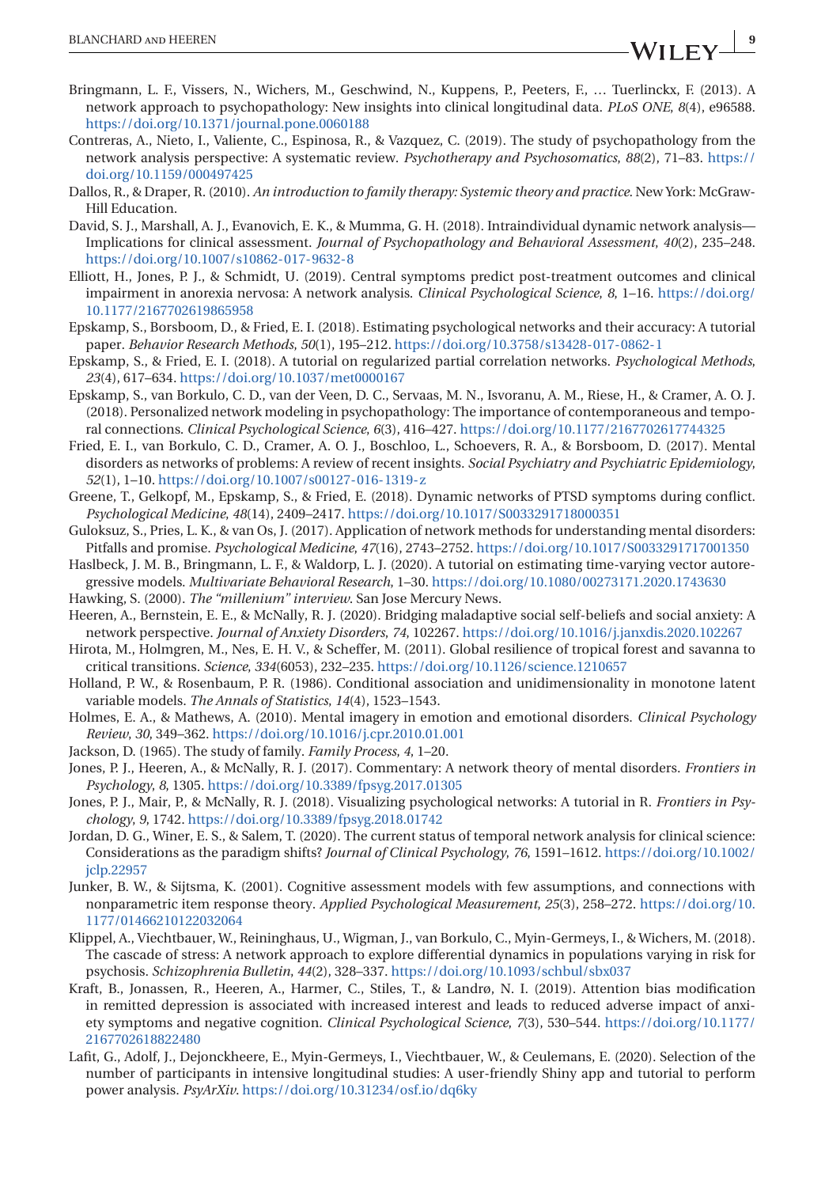Bringmann, L. F., Vissers, N., Wichers, M., Geschwind, N., Kuppens, P., Peeters, F., … Tuerlinckx, F. (2013). A network approach to psychopathology: New insights into clinical longitudinal data. *PLoS ONE*, *8*(4), e96588. https://doi.org/10.1371/journal.pone.0060188

Contreras, A., Nieto, I., Valiente, C., Espinosa, R., & Vazquez, C. (2019). The study of psychopathology from the network analysis perspective: A systematic review. *Psychotherapy and Psychosomatics*, *88*(2), 71–83. https://doi.org/10.1159/000497425

Dallos, R., & Draper, R. (2010). *An introduction to family therapy: Systemic theory and practice*. New York: McGraw-Hill Education.

David, S. J., Marshall, A. J., Evanovich, E. K., & Mumma, G. H. (2018). Intraindividual dynamic network analysis—Implications for clinical assessment. *Journal of Psychopathology and Behavioral Assessment*, *40*(2), 235–248. https://doi.org/10.1007/s10862-017-9632-8

Elliott, H., Jones, P. J., & Schmidt, U. (2019). Central symptoms predict post-treatment outcomes and clinical impairment in anorexia nervosa: A network analysis. *Clinical Psychological Science*, *8*, 1–16. https://doi.org/10.1177/2167702619865958

Epskamp, S., Borsboom, D., & Fried, E. I. (2018). Estimating psychological networks and their accuracy: A tutorial paper. *Behavior Research Methods*, *50*(1), 195–212. https://doi.org/10.3758/s13428-017-0862-1

Epskamp, S., & Fried, E. I. (2018). A tutorial on regularized partial correlation networks. *Psychological Methods*, *23*(4), 617–634. https://doi.org/10.1037/met0000167

Epskamp, S., van Borkulo, C. D., van der Veen, D. C., Servaas, M. N., Isvoranu, A. M., Riese, H., & Cramer, A. O. J. (2018). Personalized network modeling in psychopathology: The importance of contemporaneous and temporal connections. *Clinical Psychological Science*, *6*(3), 416–427. https://doi.org/10.1177/2167702617744325

Fried, E. I., van Borkulo, C. D., Cramer, A. O. J., Boschloo, L., Schoevers, R. A., & Borsboom, D. (2017). Mental disorders as networks of problems: A review of recent insights. *Social Psychiatry and Psychiatric Epidemiology*, *52*(1), 1–10. https://doi.org/10.1007/s00127-016-1319-z

Greene, T., Gelkopf, M., Epskamp, S., & Fried, E. (2018). Dynamic networks of PTSD symptoms during conflict. *Psychological Medicine*, *48*(14), 2409–2417. https://doi.org/10.1017/S0033291718000351

Guloksuz, S., Pries, L. K., & van Os, J. (2017). Application of network methods for understanding mental disorders: Pitfalls and promise. *Psychological Medicine*, *47*(16), 2743–2752. https://doi.org/10.1017/S0033291717001350

Haslbeck, J. M. B., Bringmann, L. F., & Waldorp, L. J. (2020). A tutorial on estimating time-varying vector autoregressive models. *Multivariate Behavioral Research*, 1–30. https://doi.org/10.1080/00273171.2020.1743630

Hawking, S. (2000). *The "millenium" interview*. San Jose Mercury News.

Heeren, A., Bernstein, E. E., & McNally, R. J. (2020). Bridging maladaptive social self-beliefs and social anxiety: A network perspective. *Journal of Anxiety Disorders*, *74*, 102267. https://doi.org/10.1016/j.janxdis.2020.102267

Hirota, M., Holmgren, M., Nes, E. H. V., & Scheffer, M. (2011). Global resilience of tropical forest and savanna to critical transitions. *Science*, *334*(6053), 232–235. https://doi.org/10.1126/science.1210657

Holland, P. W., & Rosenbaum, P. R. (1986). Conditional association and unidimensionality in monotone latent variable models. *The Annals of Statistics*, *14*(4), 1523–1543.

Holmes, E. A., & Mathews, A. (2010). Mental imagery in emotion and emotional disorders. *Clinical Psychology Review*, *30*, 349–362. https://doi.org/10.1016/j.cpr.2010.01.001

Jackson, D. (1965). The study of family. *Family Process*, *4*, 1–20.

Jones, P. J., Heeren, A., & McNally, R. J. (2017). Commentary: A network theory of mental disorders. *Frontiers in Psychology*, *8*, 1305. https://doi.org/10.3389/fpsyg.2017.01305

Jones, P. J., Mair, P., & McNally, R. J. (2018). Visualizing psychological networks: A tutorial in R. *Frontiers in Psychology*, *9*, 1742. https://doi.org/10.3389/fpsyg.2018.01742

Jordan, D. G., Winer, E. S., & Salem, T. (2020). The current status of temporal network analysis for clinical science: Considerations as the paradigm shifts? *Journal of Clinical Psychology*, *76*, 1591–1612. https://doi.org/10.1002/jclp.22957

Junker, B. W., & Sijtsma, K. (2001). Cognitive assessment models with few assumptions, and connections with nonparametric item response theory. *Applied Psychological Measurement*, *25*(3), 258–272. https://doi.org/10.1177/01466210122032064

Klippel, A., Viechtbauer, W., Reininghaus, U., Wigman, J., van Borkulo, C., Myin-Germeys, I., & Wichers, M. (2018). The cascade of stress: A network approach to explore differential dynamics in populations varying in risk for psychosis. *Schizophrenia Bulletin*, *44*(2), 328–337. https://doi.org/10.1093/schbul/sbx037

Kraft, B., Jonassen, R., Heeren, A., Harmer, C., Stiles, T., & Landrø, N. I. (2019). Attention bias modification in remitted depression is associated with increased interest and leads to reduced adverse impact of anxiety symptoms and negative cognition. *Clinical Psychological Science*, *7*(3), 530–544. https://doi.org/10.1177/2167702618822480

Lafit, G., Adolf, J., Dejonckheere, E., Myin-Germeys, I., Viechtbauer, W., & Ceulemans, E. (2020). Selection of the number of participants in intensive longitudinal studies: A user-friendly Shiny app and tutorial to perform power analysis. *PsyArXiv*. https://doi.org/10.31234/osf.io/dq6ky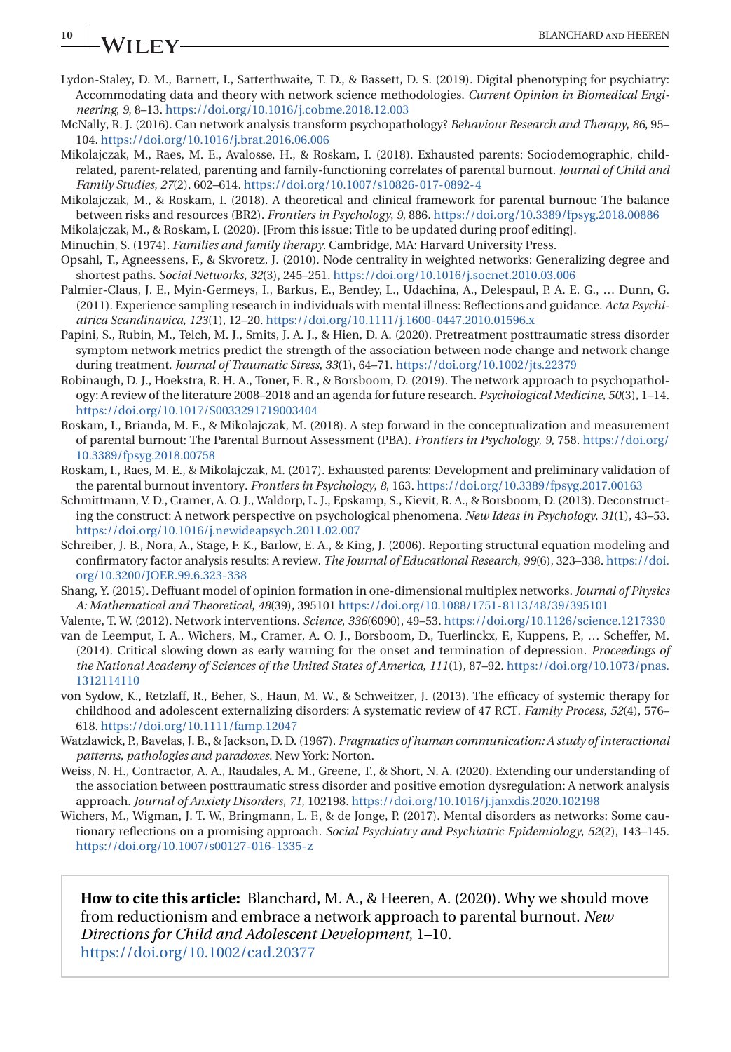Lydon-Staley, D. M., Barnett, I., Satterthwaite, T. D., & Bassett, D. S. (2019). Digital phenotyping for psychiatry: Accommodating data and theory with network science methodologies. *Current Opinion in Biomedical Engineering*, *9*, 8–13. https://doi.org/10.1016/j.cobme.2018.12.003

McNally, R. J. (2016). Can network analysis transform psychopathology? *Behaviour Research and Therapy*, *86*, 95–104. https://doi.org/10.1016/j.brat.2016.06.006

Mikolajczak, M., Raes, M. E., Avalosse, H., & Roskam, I. (2018). Exhausted parents: Sociodemographic, child-related, parent-related, parenting and family-functioning correlates of parental burnout. *Journal of Child and Family Studies*, *27*(2), 602–614. https://doi.org/10.1007/s10826-017-0892-4

Mikolajczak, M., & Roskam, I. (2018). A theoretical and clinical framework for parental burnout: The balance between risks and resources (BR2). *Frontiers in Psychology*, *9*, 886. https://doi.org/10.3389/fpsyg.2018.00886

Mikolajczak, M., & Roskam, I. (2020). [From this issue; Title to be updated during proof editing].

Minuchin, S. (1974). *Families and family therapy*. Cambridge, MA: Harvard University Press.

Opsahl, T., Agneessens, F., & Skvoretz, J. (2010). Node centrality in weighted networks: Generalizing degree and shortest paths. *Social Networks*, *32*(3), 245–251. https://doi.org/10.1016/j.socnet.2010.03.006

Palmier-Claus, J. E., Myin-Germeys, I., Barkus, E., Bentley, L., Udachina, A., Delespaul, P. A. E. G., … Dunn, G. (2011). Experience sampling research in individuals with mental illness: Reflections and guidance. *Acta Psychiatrica Scandinavica*, *123*(1), 12–20. https://doi.org/10.1111/j.1600-0447.2010.01596.x

Papini, S., Rubin, M., Telch, M. J., Smits, J. A. J., & Hien, D. A. (2020). Pretreatment posttraumatic stress disorder symptom network metrics predict the strength of the association between node change and network change during treatment. *Journal of Traumatic Stress*, *33*(1), 64–71. https://doi.org/10.1002/jts.22379

Robinaugh, D. J., Hoekstra, R. H. A., Toner, E. R., & Borsboom, D. (2019). The network approach to psychopathology: A review of the literature 2008–2018 and an agenda for future research. *Psychological Medicine*, *50*(3), 1–14. https://doi.org/10.1017/S0033291719003404

Roskam, I., Brianda, M. E., & Mikolajczak, M. (2018). A step forward in the conceptualization and measurement of parental burnout: The Parental Burnout Assessment (PBA). *Frontiers in Psychology*, *9*, 758. https://doi.org/10.3389/fpsyg.2018.00758

Roskam, I., Raes, M. E., & Mikolajczak, M. (2017). Exhausted parents: Development and preliminary validation of the parental burnout inventory. *Frontiers in Psychology*, *8*, 163. https://doi.org/10.3389/fpsyg.2017.00163

Schmittmann, V. D., Cramer, A. O. J., Waldorp, L. J., Epskamp, S., Kievit, R. A., & Borsboom, D. (2013). Deconstructing the construct: A network perspective on psychological phenomena. *New Ideas in Psychology*, *31*(1), 43–53. https://doi.org/10.1016/j.newideapsych.2011.02.007

Schreiber, J. B., Nora, A., Stage, F. K., Barlow, E. A., & King, J. (2006). Reporting structural equation modeling and confirmatory factor analysis results: A review. *The Journal of Educational Research*, *99*(6), 323–338. https://doi.org/10.3200/JOER.99.6.323-338

Shang, Y. (2015). Deffuant model of opinion formation in one-dimensional multiplex networks. *Journal of Physics A: Mathematical and Theoretical*, *48*(39), 395101 https://doi.org/10.1088/1751-8113/48/39/395101

Valente, T. W. (2012). Network interventions. *Science*, *336*(6090), 49–53. https://doi.org/10.1126/science.1217330

van de Leemput, I. A., Wichers, M., Cramer, A. O. J., Borsboom, D., Tuerlinckx, F., Kuppens, P., … Scheffer, M. (2014). Critical slowing down as early warning for the onset and termination of depression. *Proceedings of the National Academy of Sciences of the United States of America*, *111*(1), 87–92. https://doi.org/10.1073/pnas.1312114110

von Sydow, K., Retzlaff, R., Beher, S., Haun, M. W., & Schweitzer, J. (2013). The efficacy of systemic therapy for childhood and adolescent externalizing disorders: A systematic review of 47 RCT. *Family Process*, *52*(4), 576–618. https://doi.org/10.1111/famp.12047

Watzlawick, P., Bavelas, J. B., & Jackson, D. D. (1967). *Pragmatics of human communication: A study of interactional patterns, pathologies and paradoxes*. New York: Norton.

Weiss, N. H., Contractor, A. A., Raudales, A. M., Greene, T., & Short, N. A. (2020). Extending our understanding of the association between posttraumatic stress disorder and positive emotion dysregulation: A network analysis approach. *Journal of Anxiety Disorders*, *71*, 102198. https://doi.org/10.1016/j.janxdis.2020.102198

Wichers, M., Wigman, J. T. W., Bringmann, L. F., & de Jonge, P. (2017). Mental disorders as networks: Some cautionary reflections on a promising approach. *Social Psychiatry and Psychiatric Epidemiology*, *52*(2), 143–145. https://doi.org/10.1007/s00127-016-1335-z

**How to cite this article:** Blanchard, M. A., & Heeren, A. (2020). Why we should move from reductionism and embrace a network approach to parental burnout. *New Directions for Child and Adolescent Development*, 1–10. https://doi.org/10.1002/cad.20377